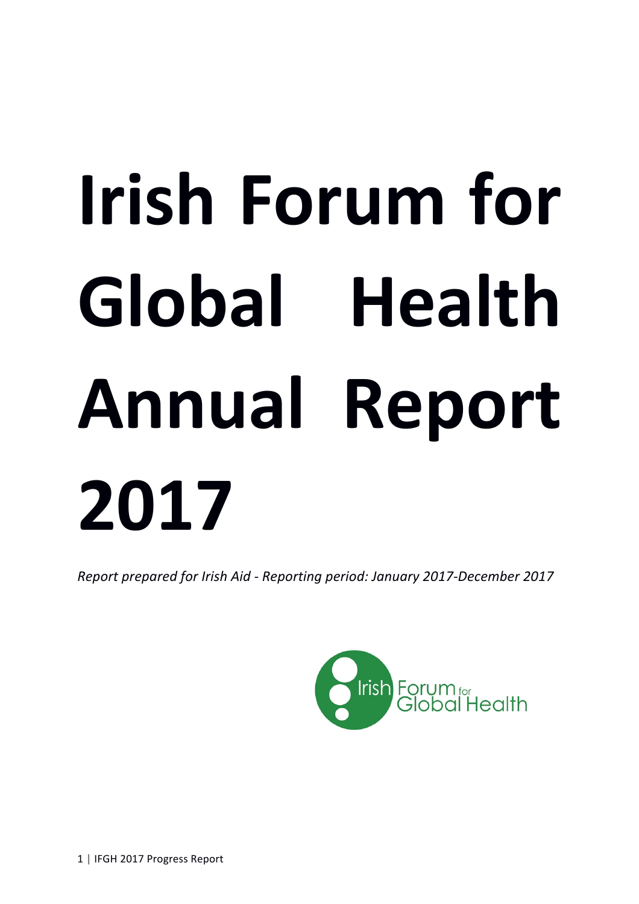# Irish Forum for Global Health Annual Report 2017

*Report prepared for Irish Aid - Reporting period: January 2017-December 2017*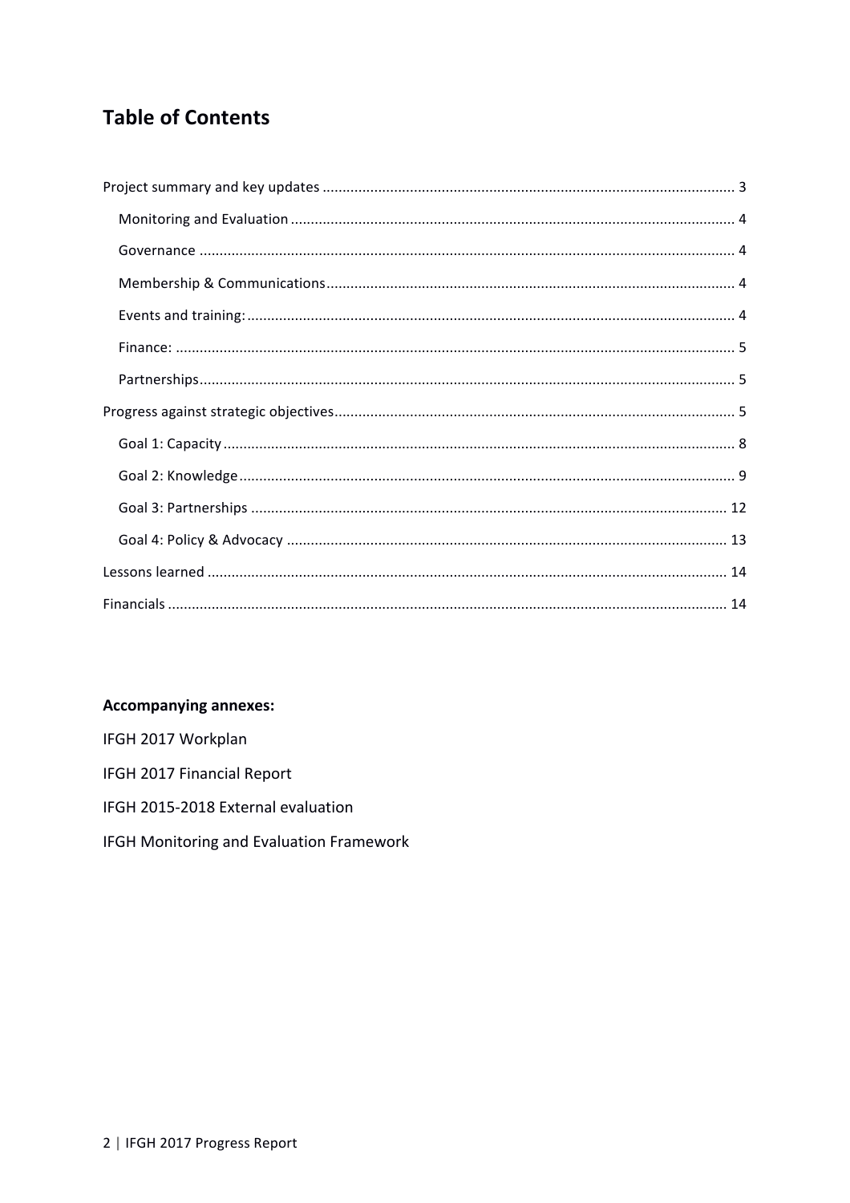# Table of Contents

- Project summary and key updates ..... 3
  - Monitoring and Evaluation ..... 4
  - Governance ..... 4
  - Membership & Communications ..... 4
  - Events and training: ..... 4
  - Finance: ..... 5
  - Partnerships ..... 5
- Progress against strategic objectives ..... 5
  - Goal 1: Capacity ..... 8
  - Goal 2: Knowledge ..... 9
  - Goal 3: Partnerships ..... 12
  - Goal 4: Policy & Advocacy ..... 13
- Lessons learned ..... 14
- Financials ..... 14

**Accompanying annexes:**

IFGH 2017 Workplan

IFGH 2017 Financial Report

IFGH 2015-2018 External evaluation

IFGH Monitoring and Evaluation Framework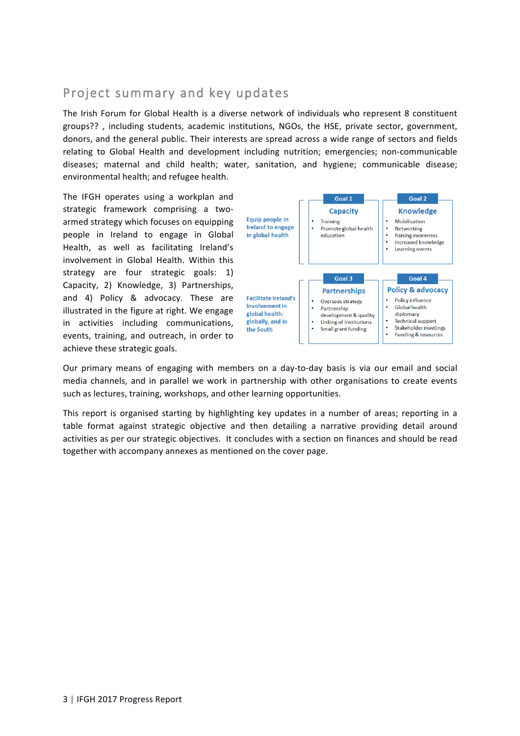## Project summary and key updates

The Irish Forum for Global Health is a diverse network of individuals who represent 8 constituent groups?? , including students, academic institutions, NGOs, the HSE, private sector, government, donors, and the general public. Their interests are spread across a wide range of sectors and fields relating to Global Health and development including nutrition; emergencies; non-communicable diseases; maternal and child health; water, sanitation, and hygiene; communicable disease; environmental health; and refugee health.

The IFGH operates using a workplan and strategic framework comprising a two-armed strategy which focuses on equipping people in Ireland to engage in Global Health, as well as facilitating Ireland's involvement in Global Health. Within this strategy are four strategic goals: 1) Capacity, 2) Knowledge, 3) Partnerships, and 4) Policy & advocacy. These are illustrated in the figure at right. We engage in activities including communications, events, training, and outreach, in order to achieve these strategic goals.

| | Goal 1: Capacity | Goal 2: Knowledge |
|---|---|---|
| Equip people in Ireland to engage in global health | • Training<br>• Promote global health education | • Mobilisation<br>• Networking<br>• Raising awareness<br>• Increased knowledge<br>• Learning events |

| | Goal 3: Partnerships | Goal 4: Policy & advocacy |
|---|---|---|
| Facilitate Ireland's involvement in global health: globally, and in the South | • Overseas strategy<br>• Partnership development & quality<br>• Linking of institutions<br>• Small grant funding | • Policy influence<br>• Global health diplomacy<br>• Technical support<br>• Stakeholder meetings<br>• Funding & resources |

Our primary means of engaging with members on a day-to-day basis is via our email and social media channels, and in parallel we work in partnership with other organisations to create events such as lectures, training, workshops, and other learning opportunities.

This report is organised starting by highlighting key updates in a number of areas; reporting in a table format against strategic objective and then detailing a narrative providing detail around activities as per our strategic objectives. It concludes with a section on finances and should be read together with accompany annexes as mentioned on the cover page.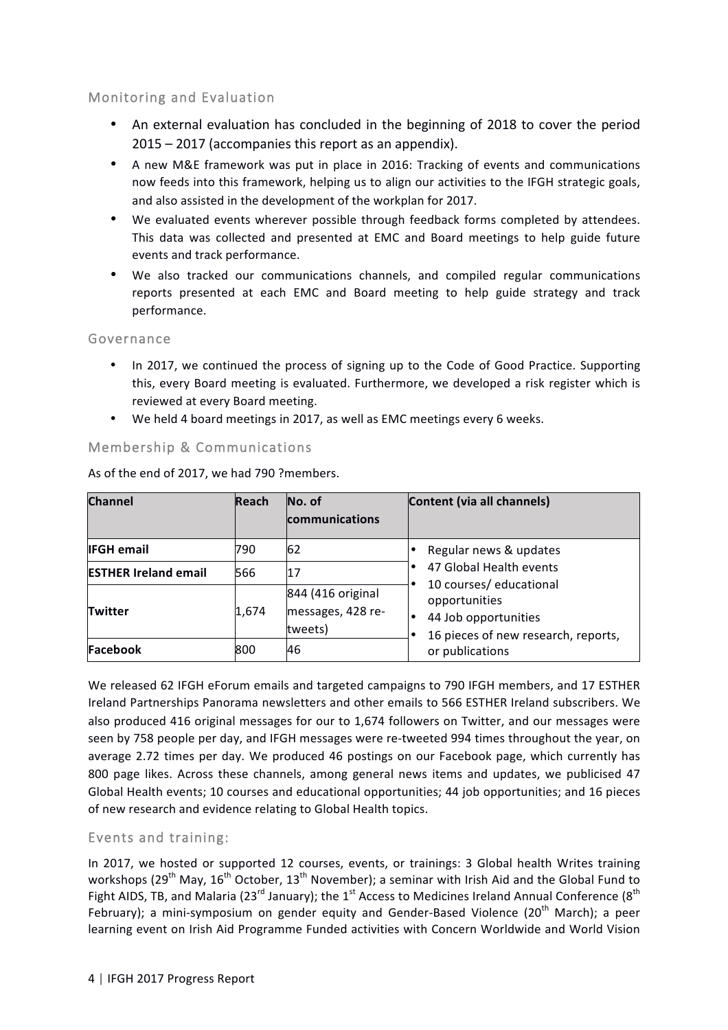## Monitoring and Evaluation

- An external evaluation has concluded in the beginning of 2018 to cover the period 2015 – 2017 (accompanies this report as an appendix).
- A new M&E framework was put in place in 2016: Tracking of events and communications now feeds into this framework, helping us to align our activities to the IFGH strategic goals, and also assisted in the development of the workplan for 2017.
- We evaluated events wherever possible through feedback forms completed by attendees. This data was collected and presented at EMC and Board meetings to help guide future events and track performance.
- We also tracked our communications channels, and compiled regular communications reports presented at each EMC and Board meeting to help guide strategy and track performance.

## Governance

- In 2017, we continued the process of signing up to the Code of Good Practice. Supporting this, every Board meeting is evaluated. Furthermore, we developed a risk register which is reviewed at every Board meeting.
- We held 4 board meetings in 2017, as well as EMC meetings every 6 weeks.

## Membership & Communications

As of the end of 2017, we had 790 ?members.

| Channel | Reach | No. of communications | Content (via all channels) |
|---|---|---|---|
| **IFGH email** | 790 | 62 | • Regular news & updates<br>• 47 Global Health events<br>• 10 courses/ educational opportunities<br>• 44 Job opportunities<br>• 16 pieces of new research, reports, or publications |
| **ESTHER Ireland email** | 566 | 17 | |
| **Twitter** | 1,674 | 844 (416 original messages, 428 re-tweets) | |
| **Facebook** | 800 | 46 | |

We released 62 IFGH eForum emails and targeted campaigns to 790 IFGH members, and 17 ESTHER Ireland Partnerships Panorama newsletters and other emails to 566 ESTHER Ireland subscribers. We also produced 416 original messages for our to 1,674 followers on Twitter, and our messages were seen by 758 people per day, and IFGH messages were re-tweeted 994 times throughout the year, on average 2.72 times per day. We produced 46 postings on our Facebook page, which currently has 800 page likes. Across these channels, among general news items and updates, we publicised 47 Global Health events; 10 courses and educational opportunities; 44 job opportunities; and 16 pieces of new research and evidence relating to Global Health topics.

## Events and training:

In 2017, we hosted or supported 12 courses, events, or trainings: 3 Global health Writes training workshops (29th May, 16th October, 13th November); a seminar with Irish Aid and the Global Fund to Fight AIDS, TB, and Malaria (23rd January); the 1st Access to Medicines Ireland Annual Conference (8th February); a mini-symposium on gender equity and Gender-Based Violence (20th March); a peer learning event on Irish Aid Programme Funded activities with Concern Worldwide and World Vision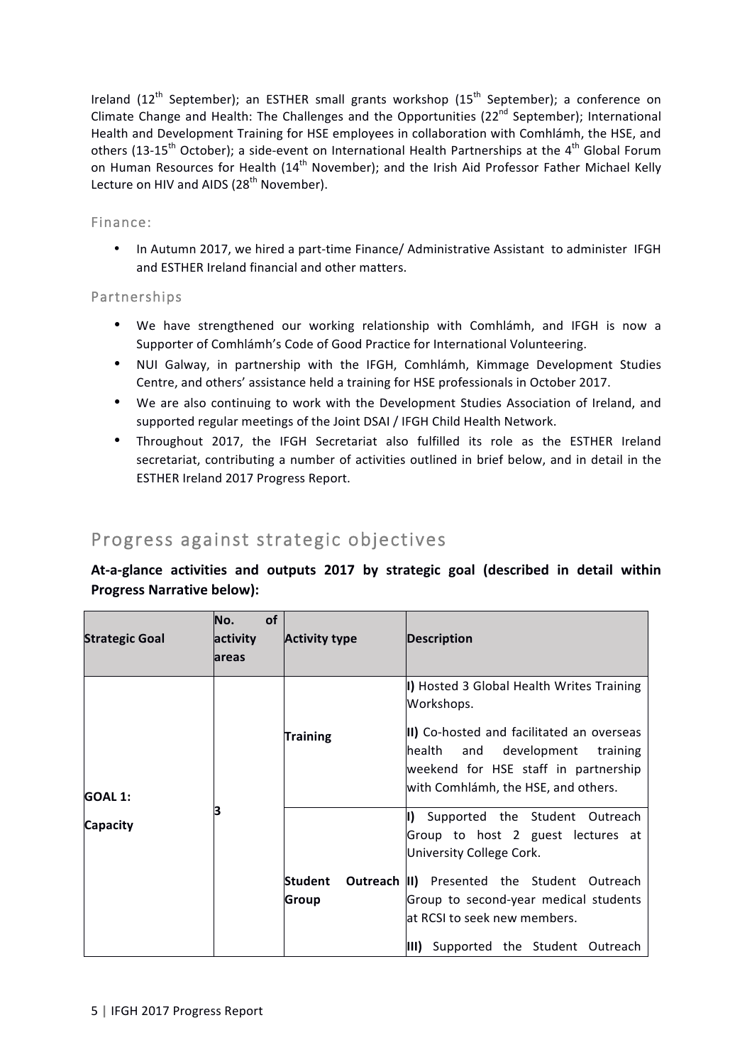Ireland (12th September); an ESTHER small grants workshop (15th September); a conference on Climate Change and Health: The Challenges and the Opportunities (22nd September); International Health and Development Training for HSE employees in collaboration with Comhlámh, the HSE, and others (13-15th October); a side-event on International Health Partnerships at the 4th Global Forum on Human Resources for Health (14th November); and the Irish Aid Professor Father Michael Kelly Lecture on HIV and AIDS (28th November).

### Finance:

- In Autumn 2017, we hired a part-time Finance/ Administrative Assistant to administer IFGH and ESTHER Ireland financial and other matters.

### Partnerships

- We have strengthened our working relationship with Comhlámh, and IFGH is now a Supporter of Comhlámh's Code of Good Practice for International Volunteering.
- NUI Galway, in partnership with the IFGH, Comhlámh, Kimmage Development Studies Centre, and others' assistance held a training for HSE professionals in October 2017.
- We are also continuing to work with the Development Studies Association of Ireland, and supported regular meetings of the Joint DSAI / IFGH Child Health Network.
- Throughout 2017, the IFGH Secretariat also fulfilled its role as the ESTHER Ireland secretariat, contributing a number of activities outlined in brief below, and in detail in the ESTHER Ireland 2017 Progress Report.

## Progress against strategic objectives

**At-a-glance activities and outputs 2017 by strategic goal (described in detail within Progress Narrative below):**

| Strategic Goal | No. of activity areas | Activity type | Description |
|---|---|---|---|
| **GOAL 1: Capacity** | 3 | **Training** | **I)** Hosted 3 Global Health Writes Training Workshops.<br>**II)** Co-hosted and facilitated an overseas health and development training weekend for HSE staff in partnership with Comhlámh, the HSE, and others. |
| | | **Student Outreach Group** | **I)** Supported the Student Outreach Group to host 2 guest lectures at University College Cork.<br>**II)** Presented the Student Outreach Group to second-year medical students at RCSI to seek new members.<br>**III)** Supported the Student Outreach |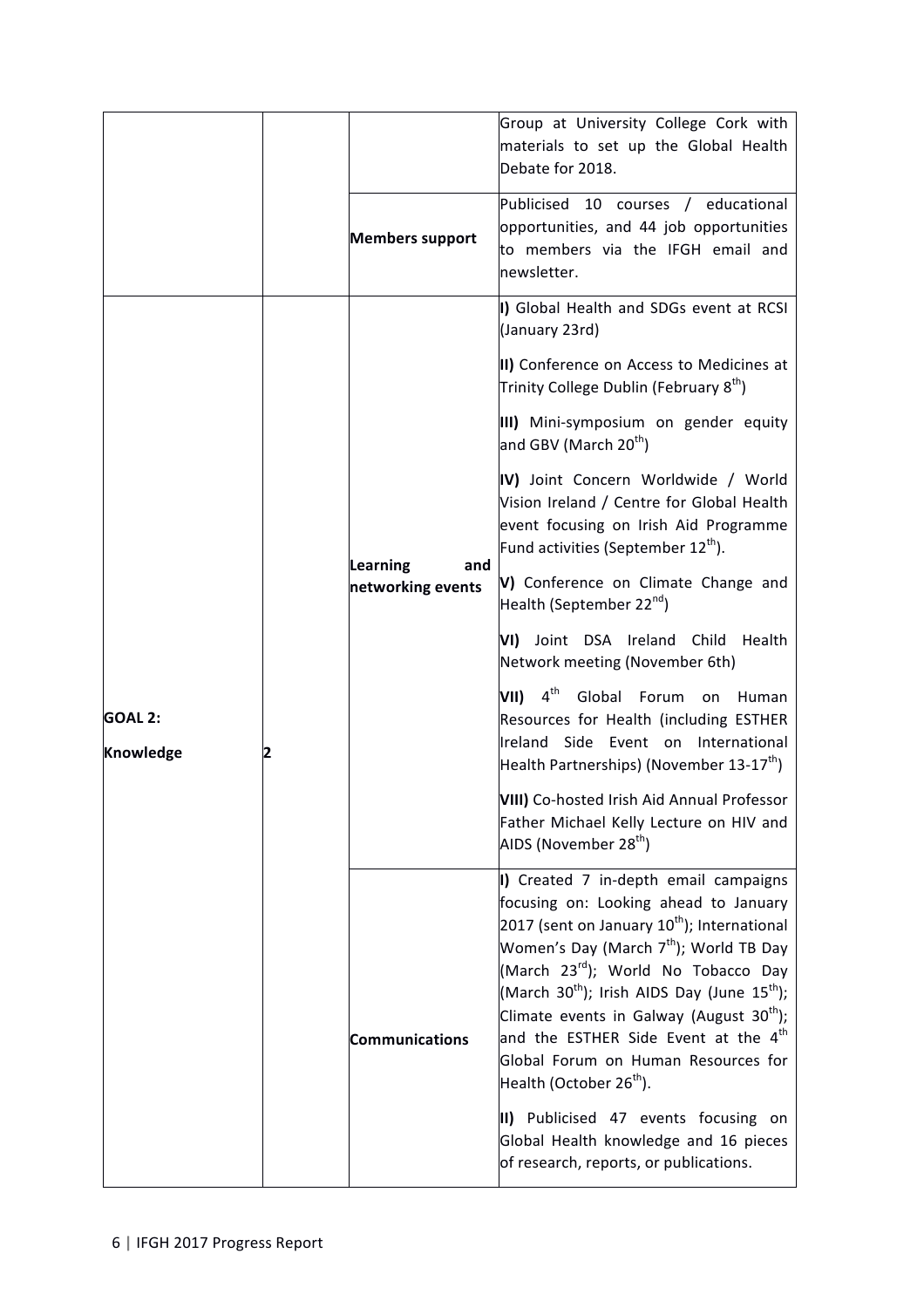| | | | |
|---|---|---|---|
| | | | Group at University College Cork with materials to set up the Global Health Debate for 2018. |
| | | **Members support** | Publicised 10 courses / educational opportunities, and 44 job opportunities to members via the IFGH email and newsletter. |
| **GOAL 2: Knowledge** | 2 | **Learning and networking events** | **I)** Global Health and SDGs event at RCSI (January 23rd)<br><br>**II)** Conference on Access to Medicines at Trinity College Dublin (February 8th)<br><br>**III)** Mini-symposium on gender equity and GBV (March 20th)<br><br>**IV)** Joint Concern Worldwide / World Vision Ireland / Centre for Global Health event focusing on Irish Aid Programme Fund activities (September 12th).<br><br>**V)** Conference on Climate Change and Health (September 22nd)<br><br>**VI)** Joint DSA Ireland Child Health Network meeting (November 6th)<br><br>**VII)** 4th Global Forum on Human Resources for Health (including ESTHER Ireland Side Event on International Health Partnerships) (November 13-17th)<br><br>**VIII)** Co-hosted Irish Aid Annual Professor Father Michael Kelly Lecture on HIV and AIDS (November 28th) |
| | | **Communications** | **I)** Created 7 in-depth email campaigns focusing on: Looking ahead to January 2017 (sent on January 10th); International Women's Day (March 7th); World TB Day (March 23rd); World No Tobacco Day (March 30th); Irish AIDS Day (June 15th); Climate events in Galway (August 30th); and the ESTHER Side Event at the 4th Global Forum on Human Resources for Health (October 26th).<br><br>**II)** Publicised 47 events focusing on Global Health knowledge and 16 pieces of research, reports, or publications. |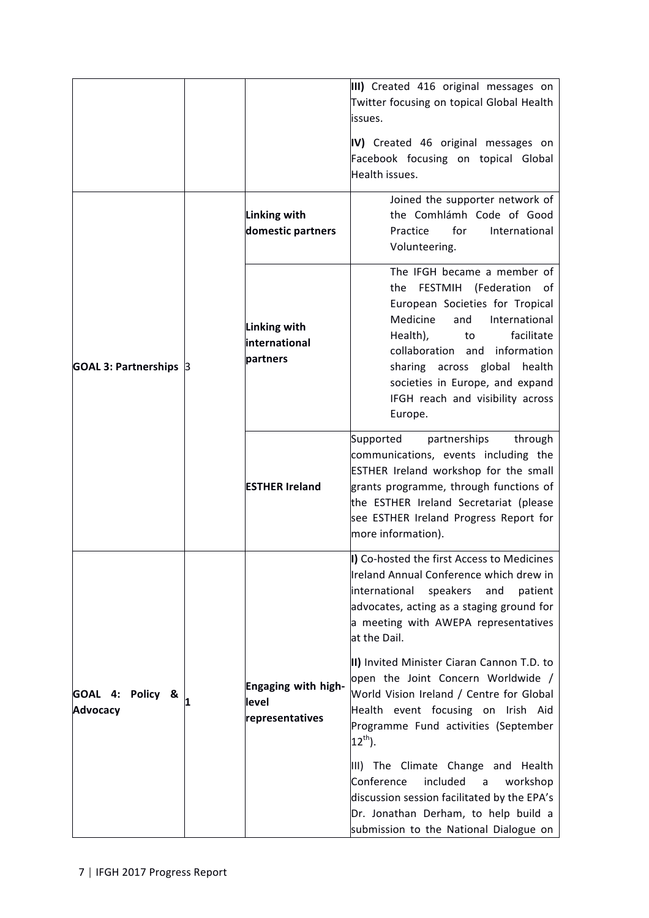| | | | |
|---|---|---|---|
| | | | **III)** Created 416 original messages on Twitter focusing on topical Global Health issues.<br><br>**IV)** Created 46 original messages on Facebook focusing on topical Global Health issues. |
| **GOAL 3: Partnerships** | 3 | **Linking with domestic partners** | Joined the supporter network of the Comhlámh Code of Good Practice for International Volunteering. |
| | | **Linking with international partners** | The IFGH became a member of the FESTMIH (Federation of European Societies for Tropical Medicine and International Health), to facilitate collaboration and information sharing across global health societies in Europe, and expand IFGH reach and visibility across Europe. |
| | | **ESTHER Ireland** | Supported partnerships through communications, events including the ESTHER Ireland workshop for the small grants programme, through functions of the ESTHER Ireland Secretariat (please see ESTHER Ireland Progress Report for more information). |
| **GOAL 4: Policy & Advocacy** | 1 | **Engaging with high-level representatives** | **I)** Co-hosted the first Access to Medicines Ireland Annual Conference which drew in international speakers and patient advocates, acting as a staging ground for a meeting with AWEPA representatives at the Dail.<br><br>**II)** Invited Minister Ciaran Cannon T.D. to open the Joint Concern Worldwide / World Vision Ireland / Centre for Global Health event focusing on Irish Aid Programme Fund activities (September 12th).<br><br>III) The Climate Change and Health Conference included a workshop discussion session facilitated by the EPA's Dr. Jonathan Derham, to help build a submission to the National Dialogue on |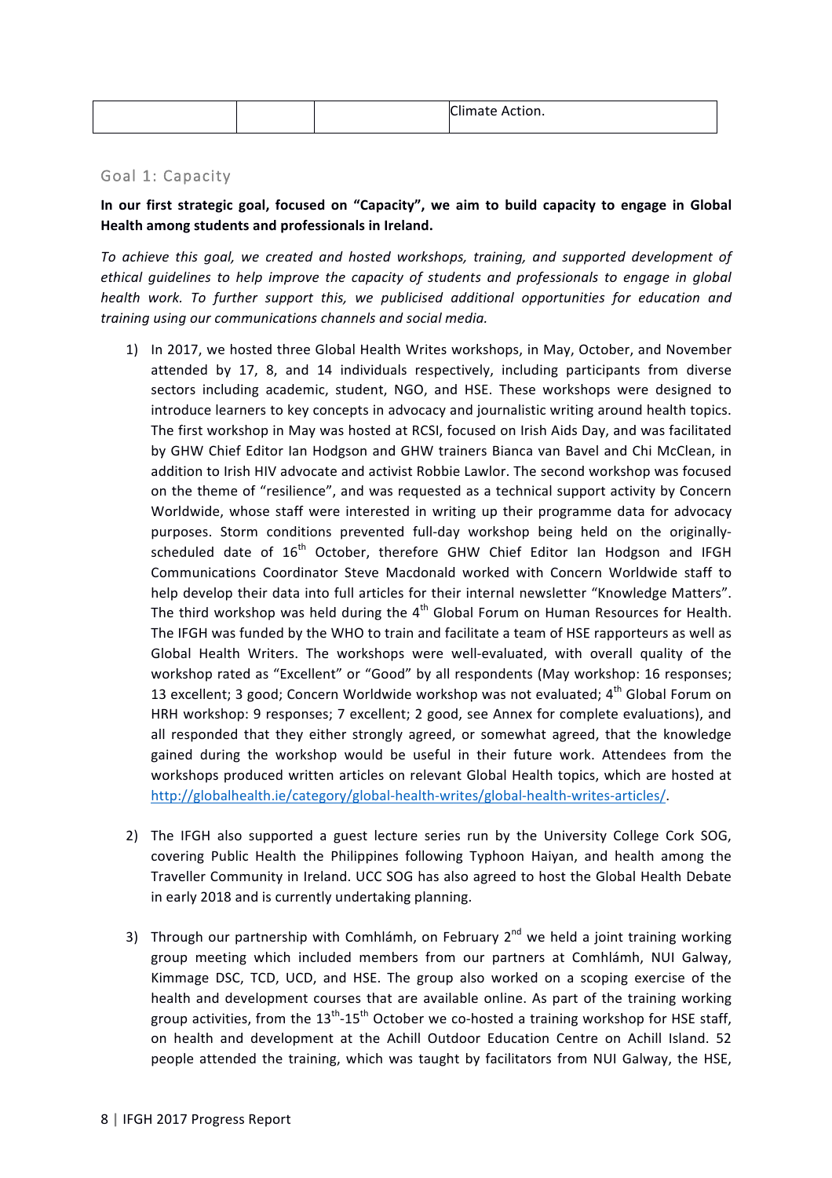|  |  |  | Climate Action. |
|---|---|---|---|

## Goal 1: Capacity

**In our first strategic goal, focused on "Capacity", we aim to build capacity to engage in Global Health among students and professionals in Ireland.**

*To achieve this goal, we created and hosted workshops, training, and supported development of ethical guidelines to help improve the capacity of students and professionals to engage in global health work. To further support this, we publicised additional opportunities for education and training using our communications channels and social media.*

1) In 2017, we hosted three Global Health Writes workshops, in May, October, and November attended by 17, 8, and 14 individuals respectively, including participants from diverse sectors including academic, student, NGO, and HSE. These workshops were designed to introduce learners to key concepts in advocacy and journalistic writing around health topics. The first workshop in May was hosted at RCSI, focused on Irish Aids Day, and was facilitated by GHW Chief Editor Ian Hodgson and GHW trainers Bianca van Bavel and Chi McClean, in addition to Irish HIV advocate and activist Robbie Lawlor. The second workshop was focused on the theme of "resilience", and was requested as a technical support activity by Concern Worldwide, whose staff were interested in writing up their programme data for advocacy purposes. Storm conditions prevented full-day workshop being held on the originally-scheduled date of 16th October, therefore GHW Chief Editor Ian Hodgson and IFGH Communications Coordinator Steve Macdonald worked with Concern Worldwide staff to help develop their data into full articles for their internal newsletter "Knowledge Matters". The third workshop was held during the 4th Global Forum on Human Resources for Health. The IFGH was funded by the WHO to train and facilitate a team of HSE rapporteurs as well as Global Health Writers. The workshops were well-evaluated, with overall quality of the workshop rated as "Excellent" or "Good" by all respondents (May workshop: 16 responses; 13 excellent; 3 good; Concern Worldwide workshop was not evaluated; 4th Global Forum on HRH workshop: 9 responses; 7 excellent; 2 good, see Annex for complete evaluations), and all responded that they either strongly agreed, or somewhat agreed, that the knowledge gained during the workshop would be useful in their future work. Attendees from the workshops produced written articles on relevant Global Health topics, which are hosted at http://globalhealth.ie/category/global-health-writes/global-health-writes-articles/.

2) The IFGH also supported a guest lecture series run by the University College Cork SOG, covering Public Health the Philippines following Typhoon Haiyan, and health among the Traveller Community in Ireland. UCC SOG has also agreed to host the Global Health Debate in early 2018 and is currently undertaking planning.

3) Through our partnership with Comhlámh, on February 2nd we held a joint training working group meeting which included members from our partners at Comhlámh, NUI Galway, Kimmage DSC, TCD, UCD, and HSE. The group also worked on a scoping exercise of the health and development courses that are available online. As part of the training working group activities, from the 13th-15th October we co-hosted a training workshop for HSE staff, on health and development at the Achill Outdoor Education Centre on Achill Island. 52 people attended the training, which was taught by facilitators from NUI Galway, the HSE,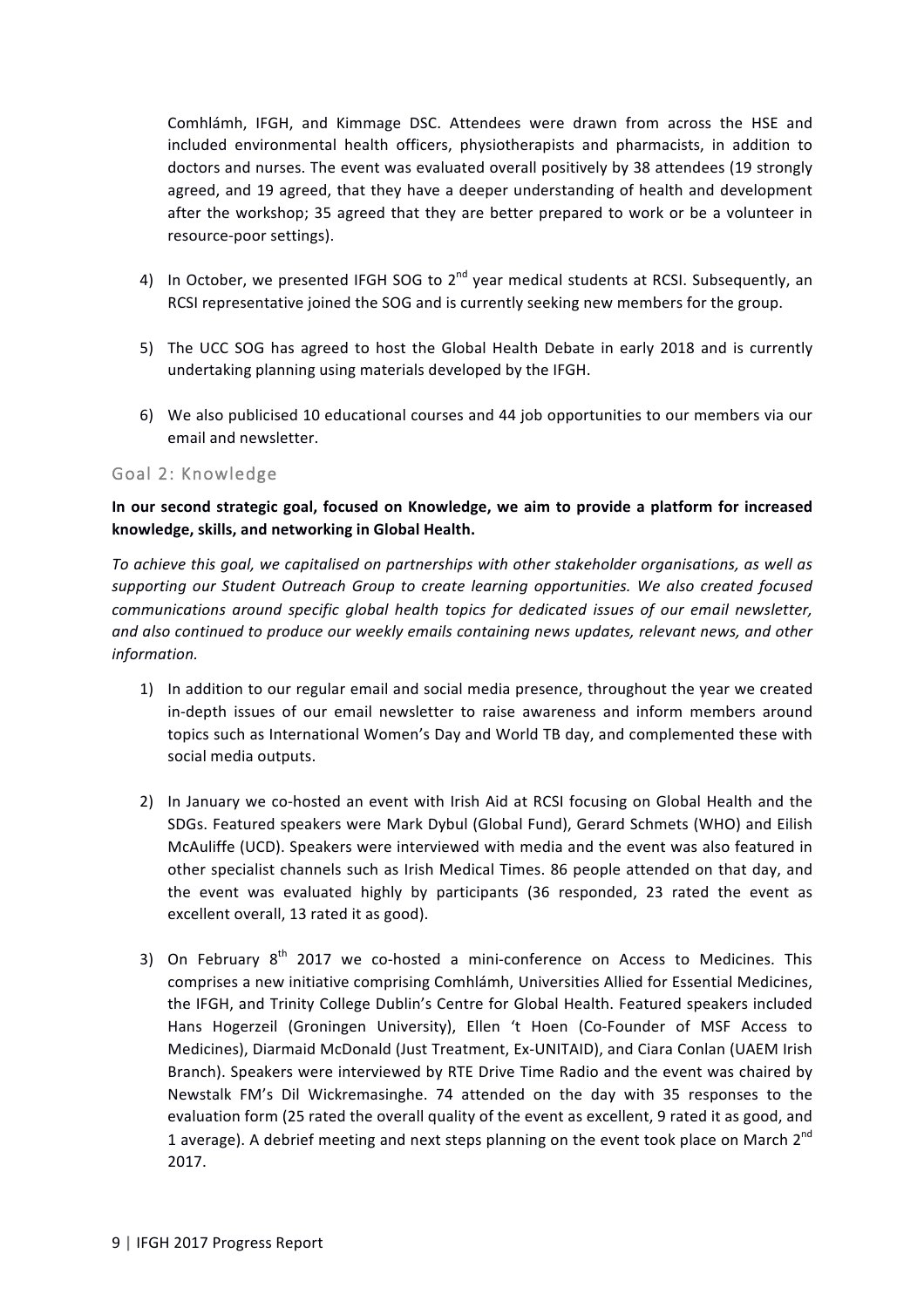Comhlámh, IFGH, and Kimmage DSC. Attendees were drawn from across the HSE and included environmental health officers, physiotherapists and pharmacists, in addition to doctors and nurses. The event was evaluated overall positively by 38 attendees (19 strongly agreed, and 19 agreed, that they have a deeper understanding of health and development after the workshop; 35 agreed that they are better prepared to work or be a volunteer in resource-poor settings).

4) In October, we presented IFGH SOG to 2nd year medical students at RCSI. Subsequently, an RCSI representative joined the SOG and is currently seeking new members for the group.

5) The UCC SOG has agreed to host the Global Health Debate in early 2018 and is currently undertaking planning using materials developed by the IFGH.

6) We also publicised 10 educational courses and 44 job opportunities to our members via our email and newsletter.

## Goal 2: Knowledge

**In our second strategic goal, focused on Knowledge, we aim to provide a platform for increased knowledge, skills, and networking in Global Health.**

*To achieve this goal, we capitalised on partnerships with other stakeholder organisations, as well as supporting our Student Outreach Group to create learning opportunities. We also created focused communications around specific global health topics for dedicated issues of our email newsletter, and also continued to produce our weekly emails containing news updates, relevant news, and other information.*

1) In addition to our regular email and social media presence, throughout the year we created in-depth issues of our email newsletter to raise awareness and inform members around topics such as International Women's Day and World TB day, and complemented these with social media outputs.

2) In January we co-hosted an event with Irish Aid at RCSI focusing on Global Health and the SDGs. Featured speakers were Mark Dybul (Global Fund), Gerard Schmets (WHO) and Eilish McAuliffe (UCD). Speakers were interviewed with media and the event was also featured in other specialist channels such as Irish Medical Times. 86 people attended on that day, and the event was evaluated highly by participants (36 responded, 23 rated the event as excellent overall, 13 rated it as good).

3) On February 8th 2017 we co-hosted a mini-conference on Access to Medicines. This comprises a new initiative comprising Comhlámh, Universities Allied for Essential Medicines, the IFGH, and Trinity College Dublin's Centre for Global Health. Featured speakers included Hans Hogerzeil (Groningen University), Ellen 't Hoen (Co-Founder of MSF Access to Medicines), Diarmaid McDonald (Just Treatment, Ex-UNITAID), and Ciara Conlan (UAEM Irish Branch). Speakers were interviewed by RTE Drive Time Radio and the event was chaired by Newstalk FM's Dil Wickremasinghe. 74 attended on the day with 35 responses to the evaluation form (25 rated the overall quality of the event as excellent, 9 rated it as good, and 1 average). A debrief meeting and next steps planning on the event took place on March 2nd 2017.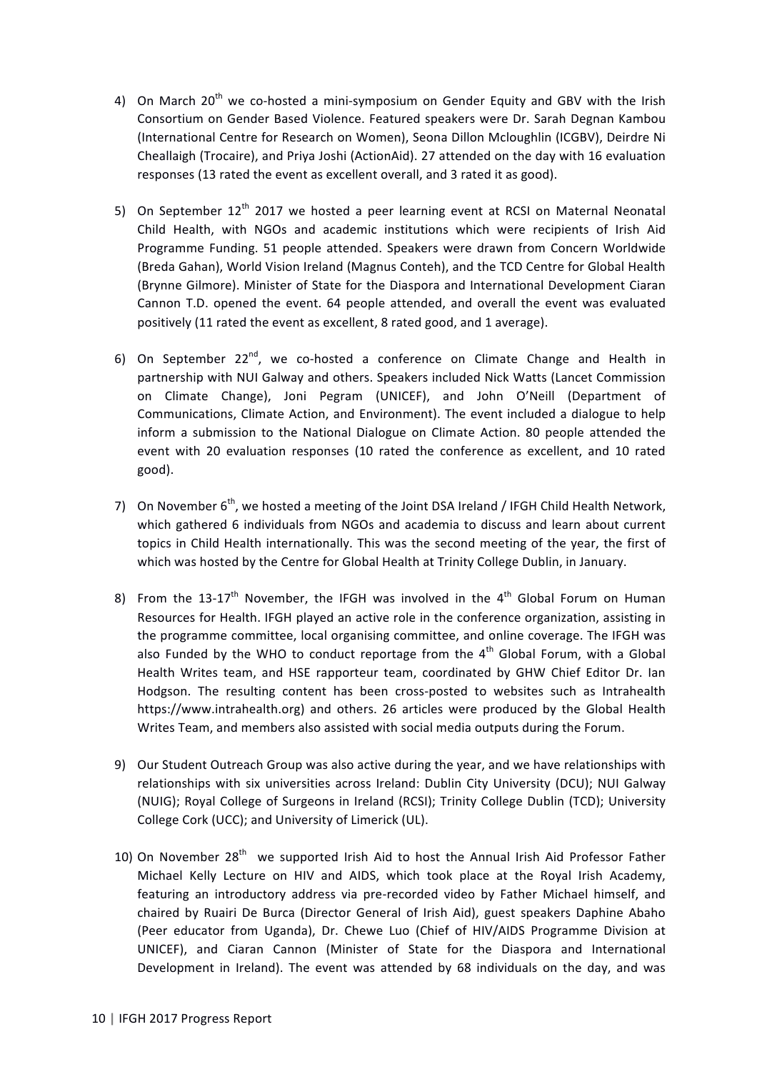4) On March 20th we co-hosted a mini-symposium on Gender Equity and GBV with the Irish Consortium on Gender Based Violence. Featured speakers were Dr. Sarah Degnan Kambou (International Centre for Research on Women), Seona Dillon Mcloughlin (ICGBV), Deirdre Ni Cheallaigh (Trocaire), and Priya Joshi (ActionAid). 27 attended on the day with 16 evaluation responses (13 rated the event as excellent overall, and 3 rated it as good).

5) On September 12th 2017 we hosted a peer learning event at RCSI on Maternal Neonatal Child Health, with NGOs and academic institutions which were recipients of Irish Aid Programme Funding. 51 people attended. Speakers were drawn from Concern Worldwide (Breda Gahan), World Vision Ireland (Magnus Conteh), and the TCD Centre for Global Health (Brynne Gilmore). Minister of State for the Diaspora and International Development Ciaran Cannon T.D. opened the event. 64 people attended, and overall the event was evaluated positively (11 rated the event as excellent, 8 rated good, and 1 average).

6) On September 22nd, we co-hosted a conference on Climate Change and Health in partnership with NUI Galway and others. Speakers included Nick Watts (Lancet Commission on Climate Change), Joni Pegram (UNICEF), and John O'Neill (Department of Communications, Climate Action, and Environment). The event included a dialogue to help inform a submission to the National Dialogue on Climate Action. 80 people attended the event with 20 evaluation responses (10 rated the conference as excellent, and 10 rated good).

7) On November 6th, we hosted a meeting of the Joint DSA Ireland / IFGH Child Health Network, which gathered 6 individuals from NGOs and academia to discuss and learn about current topics in Child Health internationally. This was the second meeting of the year, the first of which was hosted by the Centre for Global Health at Trinity College Dublin, in January.

8) From the 13-17th November, the IFGH was involved in the 4th Global Forum on Human Resources for Health. IFGH played an active role in the conference organization, assisting in the programme committee, local organising committee, and online coverage. The IFGH was also Funded by the WHO to conduct reportage from the 4th Global Forum, with a Global Health Writes team, and HSE rapporteur team, coordinated by GHW Chief Editor Dr. Ian Hodgson. The resulting content has been cross-posted to websites such as Intrahealth https://www.intrahealth.org) and others. 26 articles were produced by the Global Health Writes Team, and members also assisted with social media outputs during the Forum.

9) Our Student Outreach Group was also active during the year, and we have relationships with relationships with six universities across Ireland: Dublin City University (DCU); NUI Galway (NUIG); Royal College of Surgeons in Ireland (RCSI); Trinity College Dublin (TCD); University College Cork (UCC); and University of Limerick (UL).

10) On November 28th we supported Irish Aid to host the Annual Irish Aid Professor Father Michael Kelly Lecture on HIV and AIDS, which took place at the Royal Irish Academy, featuring an introductory address via pre-recorded video by Father Michael himself, and chaired by Ruairi De Burca (Director General of Irish Aid), guest speakers Daphine Abaho (Peer educator from Uganda), Dr. Chewe Luo (Chief of HIV/AIDS Programme Division at UNICEF), and Ciaran Cannon (Minister of State for the Diaspora and International Development in Ireland). The event was attended by 68 individuals on the day, and was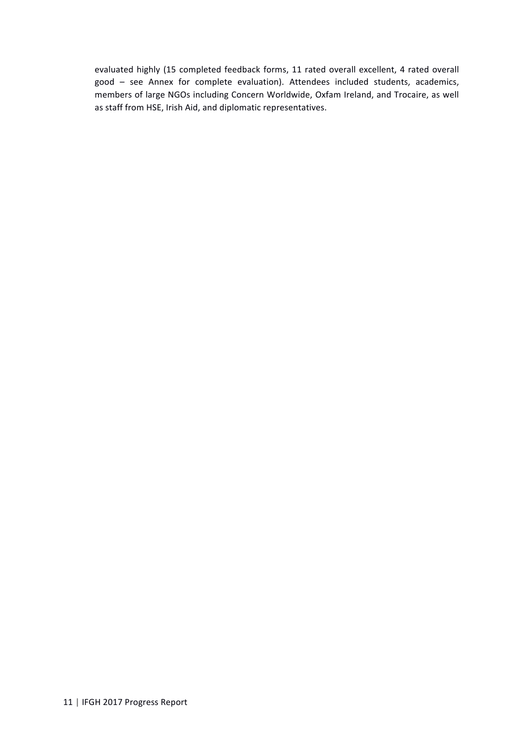evaluated highly (15 completed feedback forms, 11 rated overall excellent, 4 rated overall good – see Annex for complete evaluation). Attendees included students, academics, members of large NGOs including Concern Worldwide, Oxfam Ireland, and Trocaire, as well as staff from HSE, Irish Aid, and diplomatic representatives.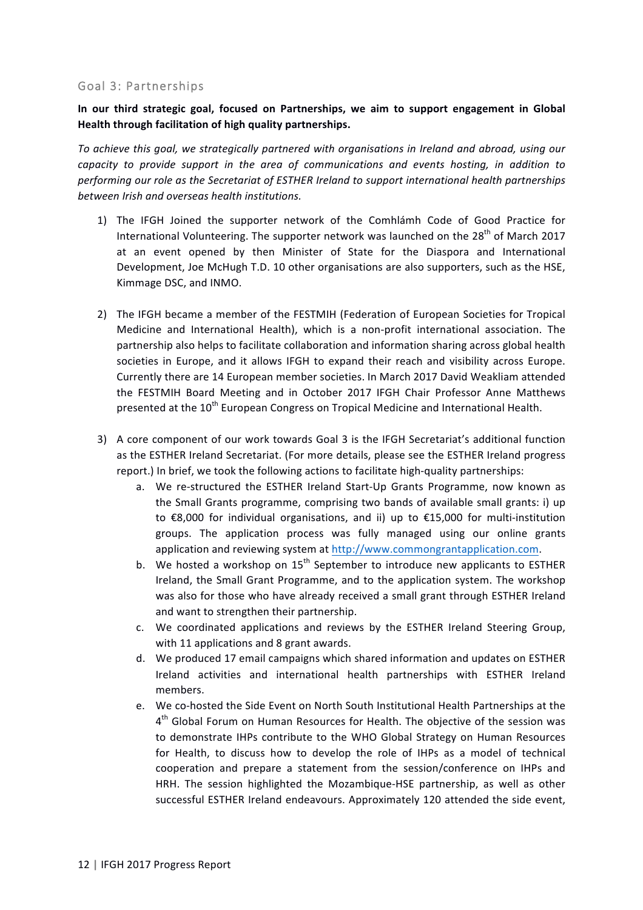## Goal 3: Partnerships

**In our third strategic goal, focused on Partnerships, we aim to support engagement in Global Health through facilitation of high quality partnerships.**

*To achieve this goal, we strategically partnered with organisations in Ireland and abroad, using our capacity to provide support in the area of communications and events hosting, in addition to performing our role as the Secretariat of ESTHER Ireland to support international health partnerships between Irish and overseas health institutions.*

1) The IFGH Joined the supporter network of the Comhlámh Code of Good Practice for International Volunteering. The supporter network was launched on the 28th of March 2017 at an event opened by then Minister of State for the Diaspora and International Development, Joe McHugh T.D. 10 other organisations are also supporters, such as the HSE, Kimmage DSC, and INMO.

2) The IFGH became a member of the FESTMIH (Federation of European Societies for Tropical Medicine and International Health), which is a non-profit international association. The partnership also helps to facilitate collaboration and information sharing across global health societies in Europe, and it allows IFGH to expand their reach and visibility across Europe. Currently there are 14 European member societies. In March 2017 David Weakliam attended the FESTMIH Board Meeting and in October 2017 IFGH Chair Professor Anne Matthews presented at the 10th European Congress on Tropical Medicine and International Health.

3) A core component of our work towards Goal 3 is the IFGH Secretariat's additional function as the ESTHER Ireland Secretariat. (For more details, please see the ESTHER Ireland progress report.) In brief, we took the following actions to facilitate high-quality partnerships:
    a. We re-structured the ESTHER Ireland Start-Up Grants Programme, now known as the Small Grants programme, comprising two bands of available small grants: i) up to €8,000 for individual organisations, and ii) up to €15,000 for multi-institution groups. The application process was fully managed using our online grants application and reviewing system at http://www.commongrantapplication.com.
    b. We hosted a workshop on 15th September to introduce new applicants to ESTHER Ireland, the Small Grant Programme, and to the application system. The workshop was also for those who have already received a small grant through ESTHER Ireland and want to strengthen their partnership.
    c. We coordinated applications and reviews by the ESTHER Ireland Steering Group, with 11 applications and 8 grant awards.
    d. We produced 17 email campaigns which shared information and updates on ESTHER Ireland activities and international health partnerships with ESTHER Ireland members.
    e. We co-hosted the Side Event on North South Institutional Health Partnerships at the 4th Global Forum on Human Resources for Health. The objective of the session was to demonstrate IHPs contribute to the WHO Global Strategy on Human Resources for Health, to discuss how to develop the role of IHPs as a model of technical cooperation and prepare a statement from the session/conference on IHPs and HRH. The session highlighted the Mozambique-HSE partnership, as well as other successful ESTHER Ireland endeavours. Approximately 120 attended the side event,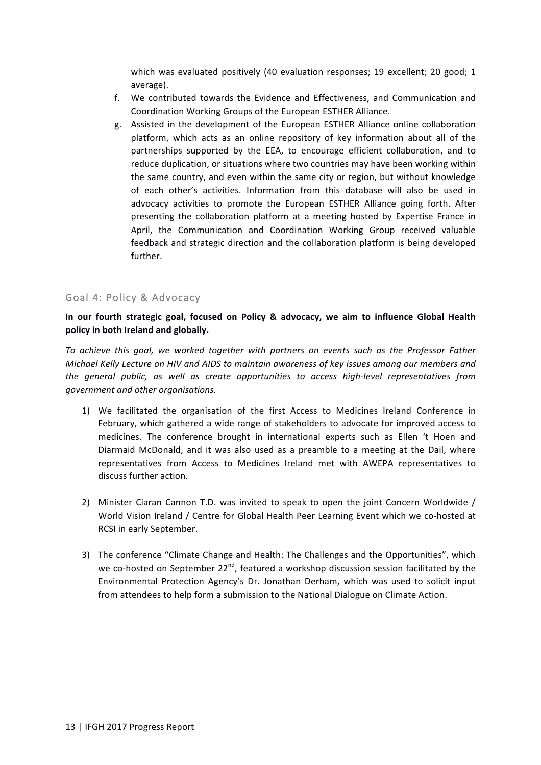which was evaluated positively (40 evaluation responses; 19 excellent; 20 good; 1 average).

f. We contributed towards the Evidence and Effectiveness, and Communication and Coordination Working Groups of the European ESTHER Alliance.
g. Assisted in the development of the European ESTHER Alliance online collaboration platform, which acts as an online repository of key information about all of the partnerships supported by the EEA, to encourage efficient collaboration, and to reduce duplication, or situations where two countries may have been working within the same country, and even within the same city or region, but without knowledge of each other's activities. Information from this database will also be used in advocacy activities to promote the European ESTHER Alliance going forth. After presenting the collaboration platform at a meeting hosted by Expertise France in April, the Communication and Coordination Working Group received valuable feedback and strategic direction and the collaboration platform is being developed further.

## Goal 4: Policy & Advocacy

**In our fourth strategic goal, focused on Policy & advocacy, we aim to influence Global Health policy in both Ireland and globally.**

*To achieve this goal, we worked together with partners on events such as the Professor Father Michael Kelly Lecture on HIV and AIDS to maintain awareness of key issues among our members and the general public, as well as create opportunities to access high-level representatives from government and other organisations.*

1) We facilitated the organisation of the first Access to Medicines Ireland Conference in February, which gathered a wide range of stakeholders to advocate for improved access to medicines. The conference brought in international experts such as Ellen 't Hoen and Diarmaid McDonald, and it was also used as a preamble to a meeting at the Dail, where representatives from Access to Medicines Ireland met with AWEPA representatives to discuss further action.

2) Minister Ciaran Cannon T.D. was invited to speak to open the joint Concern Worldwide / World Vision Ireland / Centre for Global Health Peer Learning Event which we co-hosted at RCSI in early September.

3) The conference "Climate Change and Health: The Challenges and the Opportunities", which we co-hosted on September 22nd, featured a workshop discussion session facilitated by the Environmental Protection Agency's Dr. Jonathan Derham, which was used to solicit input from attendees to help form a submission to the National Dialogue on Climate Action.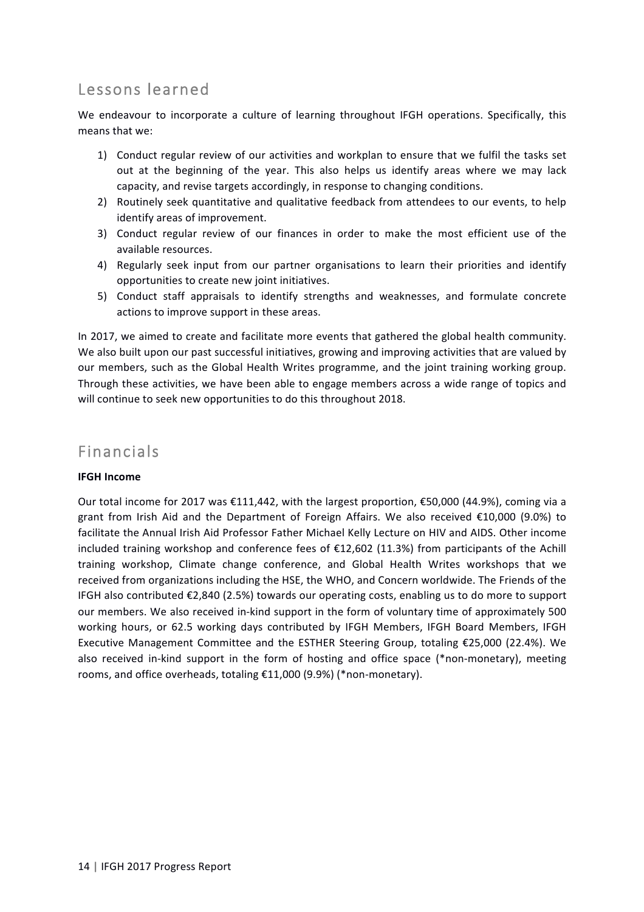## Lessons learned

We endeavour to incorporate a culture of learning throughout IFGH operations. Specifically, this means that we:

1) Conduct regular review of our activities and workplan to ensure that we fulfil the tasks set out at the beginning of the year. This also helps us identify areas where we may lack capacity, and revise targets accordingly, in response to changing conditions.
2) Routinely seek quantitative and qualitative feedback from attendees to our events, to help identify areas of improvement.
3) Conduct regular review of our finances in order to make the most efficient use of the available resources.
4) Regularly seek input from our partner organisations to learn their priorities and identify opportunities to create new joint initiatives.
5) Conduct staff appraisals to identify strengths and weaknesses, and formulate concrete actions to improve support in these areas.

In 2017, we aimed to create and facilitate more events that gathered the global health community. We also built upon our past successful initiatives, growing and improving activities that are valued by our members, such as the Global Health Writes programme, and the joint training working group. Through these activities, we have been able to engage members across a wide range of topics and will continue to seek new opportunities to do this throughout 2018.

## Financials

**IFGH Income**

Our total income for 2017 was €111,442, with the largest proportion, €50,000 (44.9%), coming via a grant from Irish Aid and the Department of Foreign Affairs. We also received €10,000 (9.0%) to facilitate the Annual Irish Aid Professor Father Michael Kelly Lecture on HIV and AIDS. Other income included training workshop and conference fees of €12,602 (11.3%) from participants of the Achill training workshop, Climate change conference, and Global Health Writes workshops that we received from organizations including the HSE, the WHO, and Concern worldwide. The Friends of the IFGH also contributed €2,840 (2.5%) towards our operating costs, enabling us to do more to support our members. We also received in-kind support in the form of voluntary time of approximately 500 working hours, or 62.5 working days contributed by IFGH Members, IFGH Board Members, IFGH Executive Management Committee and the ESTHER Steering Group, totaling €25,000 (22.4%). We also received in-kind support in the form of hosting and office space (*non-monetary), meeting rooms, and office overheads, totaling €11,000 (9.9%) (*non-monetary).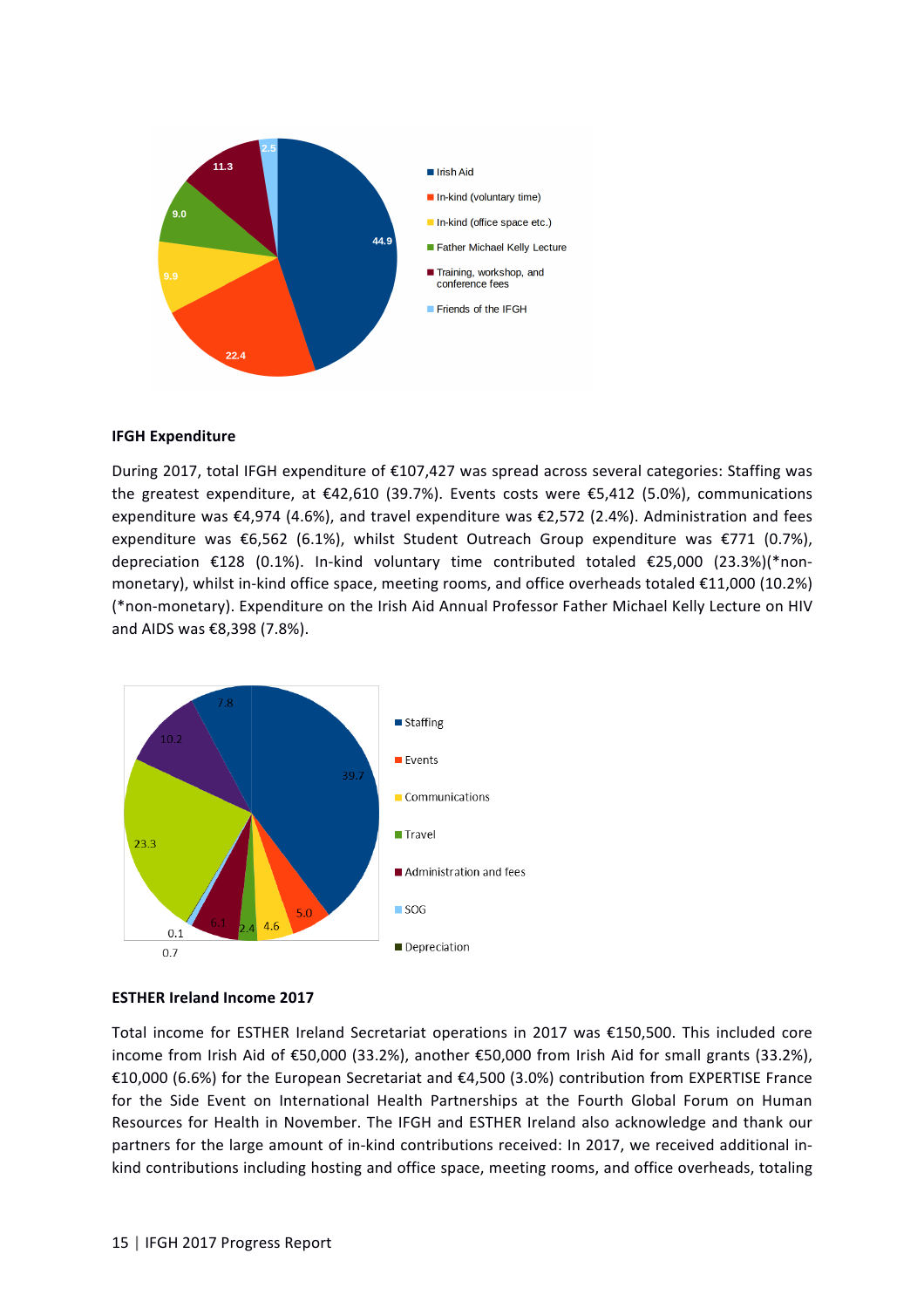**IFGH Expenditure**

During 2017, total IFGH expenditure of €107,427 was spread across several categories: Staffing was the greatest expenditure, at €42,610 (39.7%). Events costs were €5,412 (5.0%), communications expenditure was €4,974 (4.6%), and travel expenditure was €2,572 (2.4%). Administration and fees expenditure was €6,562 (6.1%), whilst Student Outreach Group expenditure was €771 (0.7%), depreciation €128 (0.1%). In-kind voluntary time contributed totaled €25,000 (23.3%)(*non-monetary), whilst in-kind office space, meeting rooms, and office overheads totaled €11,000 (10.2%) (*non-monetary). Expenditure on the Irish Aid Annual Professor Father Michael Kelly Lecture on HIV and AIDS was €8,398 (7.8%).

**ESTHER Ireland Income 2017**

Total income for ESTHER Ireland Secretariat operations in 2017 was €150,500. This included core income from Irish Aid of €50,000 (33.2%), another €50,000 from Irish Aid for small grants (33.2%), €10,000 (6.6%) for the European Secretariat and €4,500 (3.0%) contribution from EXPERTISE France for the Side Event on International Health Partnerships at the Fourth Global Forum on Human Resources for Health in November. The IFGH and ESTHER Ireland also acknowledge and thank our partners for the large amount of in-kind contributions received: In 2017, we received additional in-kind contributions including hosting and office space, meeting rooms, and office overheads, totaling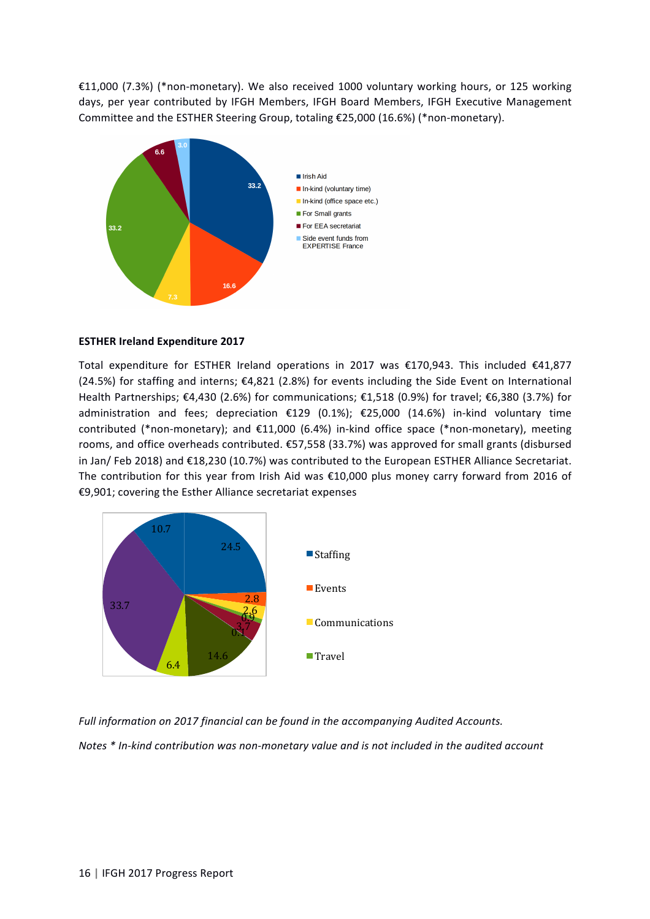€11,000 (7.3%) (*non-monetary). We also received 1000 voluntary working hours, or 125 working days, per year contributed by IFGH Members, IFGH Board Members, IFGH Executive Management Committee and the ESTHER Steering Group, totaling €25,000 (16.6%) (*non-monetary).

33.2
16.6
7.3
33.2
6.6
3.0

Irish Aid
In-kind (voluntary time)
In-kind (office space etc.)
For Small grants
For EEA secretariat
Side event funds from EXPERTISE France

**ESTHER Ireland Expenditure 2017**

Total expenditure for ESTHER Ireland operations in 2017 was €170,943. This included €41,877 (24.5%) for staffing and interns; €4,821 (2.8%) for events including the Side Event on International Health Partnerships; €4,430 (2.6%) for communications; €1,518 (0.9%) for travel; €6,380 (3.7%) for administration and fees; depreciation €129 (0.1%); €25,000 (14.6%) in-kind voluntary time contributed (*non-monetary); and €11,000 (6.4%) in-kind office space (*non-monetary), meeting rooms, and office overheads contributed. €57,558 (33.7%) was approved for small grants (disbursed in Jan/ Feb 2018) and €18,230 (10.7%) was contributed to the European ESTHER Alliance Secretariat. The contribution for this year from Irish Aid was €10,000 plus money carry forward from 2016 of €9,901; covering the Esther Alliance secretariat expenses

10.7
24.5
2.8
2.6
0.9
3.7
0.1
14.6
6.4
33.7

Staffing
Events
Communications
Travel

*Full information on 2017 financial can be found in the accompanying Audited Accounts.*

*Notes * In-kind contribution was non-monetary value and is not included in the audited account*